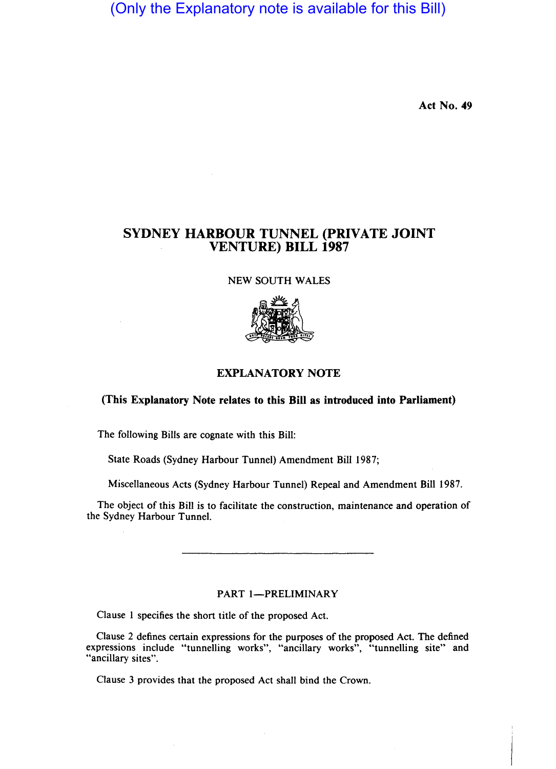(Only the Explanatory note is available for this Bill)

Act No. 49

# SYDNEY HARBOUR TUNNEL (PRIVATE JOINT VENTURE) BILL 1987

NEW SOUTH WALES

## EXPLANATORY NOTE

**(This Explanatory Note relates to this Bill as introduced into Parliament)**

The following Bills are cognate with this Bill:

State Roads (Sydney Harbour Tunnel) Amendment Bill 1987;

Miscellaneous Acts (Sydney Harbour Tunnel) Repeal and Amendment Bill 1987.

The object of this Bill is to facilitate the construction, maintenance and operation of the Sydney Harbour Tunnel.

---

### PART 1—PRELIMINARY

Clause 1 specifies the short title of the proposed Act.

Clause 2 defines certain expressions for the purposes of the proposed Act. The defined expressions include "tunnelling works", "ancillary works", "tunnelling site" and "ancillary sites".

Clause 3 provides that the proposed Act shall bind the Crown.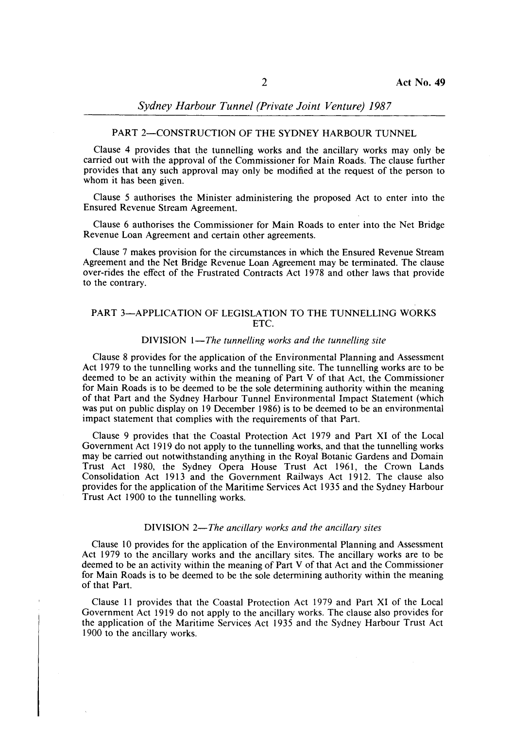## PART 2—CONSTRUCTION OF THE SYDNEY HARBOUR TUNNEL

Clause 4 provides that the tunnelling works and the ancillary works may only be carried out with the approval of the Commissioner for Main Roads. The clause further provides that any such approval may only be modified at the request of the person to whom it has been given.

Clause 5 authorises the Minister administering the proposed Act to enter into the Ensured Revenue Stream Agreement.

Clause 6 authorises the Commissioner for Main Roads to enter into the Net Bridge Revenue Loan Agreement and certain other agreements.

Clause 7 makes provision for the circumstances in which the Ensured Revenue Stream Agreement and the Net Bridge Revenue Loan Agreement may be terminated. The clause over-rides the effect of the Frustrated Contracts Act 1978 and other laws that provide to the contrary.

## PART 3—APPLICATION OF LEGISLATION TO THE TUNNELLING WORKS ETC.

### DIVISION 1—*The tunnelling works and the tunnelling site*

Clause 8 provides for the application of the Environmental Planning and Assessment Act 1979 to the tunnelling works and the tunnelling site. The tunnelling works are to be deemed to be an activity within the meaning of Part V of that Act, the Commissioner for Main Roads is to be deemed to be the sole determining authority within the meaning of that Part and the Sydney Harbour Tunnel Environmental Impact Statement (which was put on public display on 19 December 1986) is to be deemed to be an environmental impact statement that complies with the requirements of that Part.

Clause 9 provides that the Coastal Protection Act 1979 and Part XI of the Local Government Act 1919 do not apply to the tunnelling works, and that the tunnelling works may be carried out notwithstanding anything in the Royal Botanic Gardens and Domain Trust Act 1980, the Sydney Opera House Trust Act 1961, the Crown Lands Consolidation Act 1913 and the Government Railways Act 1912. The clause also provides for the application of the Maritime Services Act 1935 and the Sydney Harbour Trust Act 1900 to the tunnelling works.

### DIVISION 2—*The ancillary works and the ancillary sites*

Clause 10 provides for the application of the Environmental Planning and Assessment Act 1979 to the ancillary works and the ancillary sites. The ancillary works are to be deemed to be an activity within the meaning of Part V of that Act and the Commissioner for Main Roads is to be deemed to be the sole determining authority within the meaning of that Part.

Clause 11 provides that the Coastal Protection Act 1979 and Part XI of the Local Government Act 1919 do not apply to the ancillary works. The clause also provides for the application of the Maritime Services Act 1935 and the Sydney Harbour Trust Act 1900 to the ancillary works.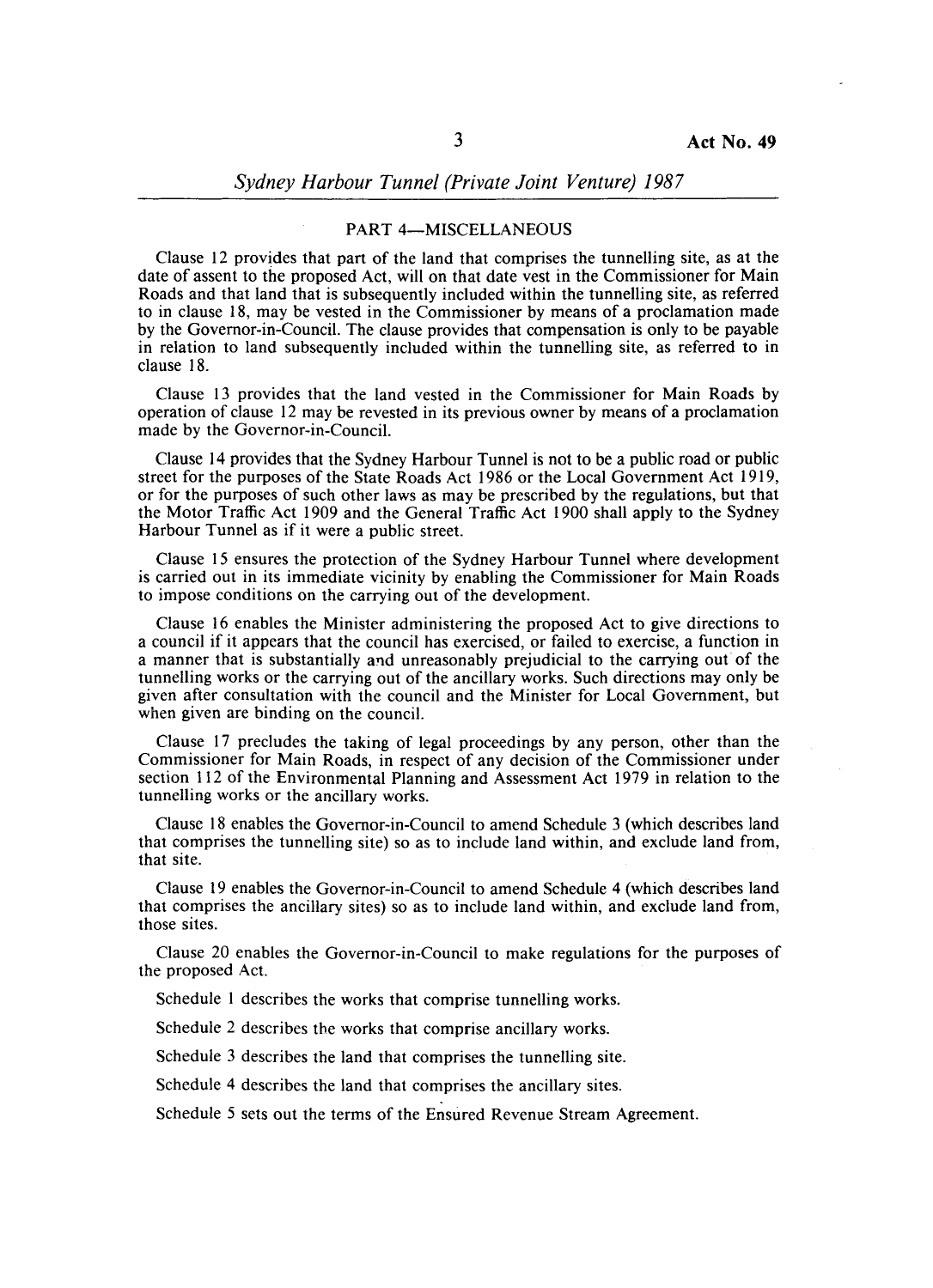## PART 4—MISCELLANEOUS

Clause 12 provides that part of the land that comprises the tunnelling site, as at the date of assent to the proposed Act, will on that date vest in the Commissioner for Main Roads and that land that is subsequently included within the tunnelling site, as referred to in clause 18, may be vested in the Commissioner by means of a proclamation made by the Governor-in-Council. The clause provides that compensation is only to be payable in relation to land subsequently included within the tunnelling site, as referred to in clause 18.

Clause 13 provides that the land vested in the Commissioner for Main Roads by operation of clause 12 may be revested in its previous owner by means of a proclamation made by the Governor-in-Council.

Clause 14 provides that the Sydney Harbour Tunnel is not to be a public road or public street for the purposes of the State Roads Act 1986 or the Local Government Act 1919, or for the purposes of such other laws as may be prescribed by the regulations, but that the Motor Traffic Act 1909 and the General Traffic Act 1900 shall apply to the Sydney Harbour Tunnel as if it were a public street.

Clause 15 ensures the protection of the Sydney Harbour Tunnel where development is carried out in its immediate vicinity by enabling the Commissioner for Main Roads to impose conditions on the carrying out of the development.

Clause 16 enables the Minister administering the proposed Act to give directions to a council if it appears that the council has exercised, or failed to exercise, a function in a manner that is substantially and unreasonably prejudicial to the carrying out of the tunnelling works or the carrying out of the ancillary works. Such directions may only be given after consultation with the council and the Minister for Local Government, but when given are binding on the council.

Clause 17 precludes the taking of legal proceedings by any person, other than the Commissioner for Main Roads, in respect of any decision of the Commissioner under section 112 of the Environmental Planning and Assessment Act 1979 in relation to the tunnelling works or the ancillary works.

Clause 18 enables the Governor-in-Council to amend Schedule 3 (which describes land that comprises the tunnelling site) so as to include land within, and exclude land from, that site.

Clause 19 enables the Governor-in-Council to amend Schedule 4 (which describes land that comprises the ancillary sites) so as to include land within, and exclude land from, those sites.

Clause 20 enables the Governor-in-Council to make regulations for the purposes of the proposed Act.

Schedule 1 describes the works that comprise tunnelling works.

Schedule 2 describes the works that comprise ancillary works.

Schedule 3 describes the land that comprises the tunnelling site.

Schedule 4 describes the land that comprises the ancillary sites.

Schedule 5 sets out the terms of the Ensured Revenue Stream Agreement.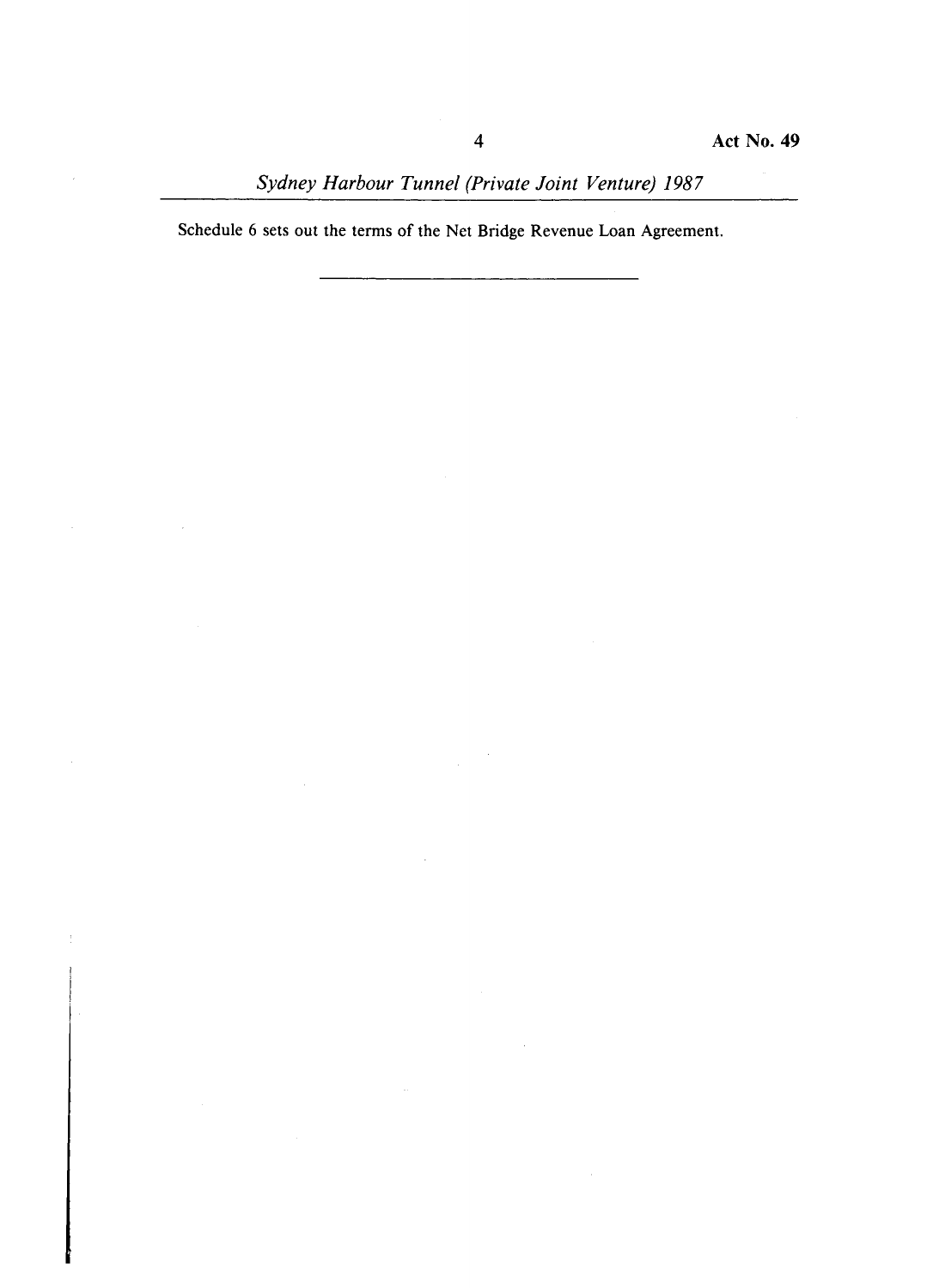Schedule 6 sets out the terms of the Net Bridge Revenue Loan Agreement.

---